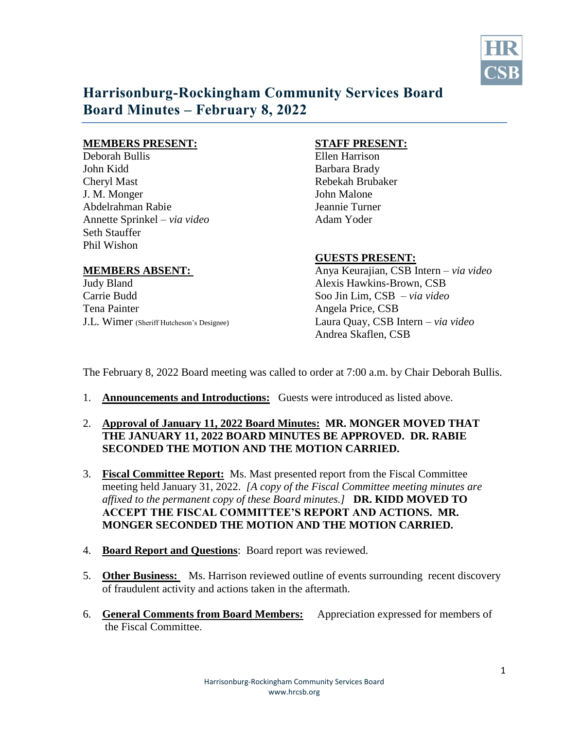# Harrisonburg-Rockingham Community Services Board
# Board Minutes – February 8, 2022

**MEMBERS PRESENT:**

Deborah Bullis
John Kidd
Cheryl Mast
J. M. Monger
Abdelrahman Rabie
Annette Sprinkel – *via video*
Seth Stauffer
Phil Wishon

**MEMBERS ABSENT:**

Judy Bland
Carrie Budd
Tena Painter
J.L. Wimer (Sheriff Hutcheson's Designee)

**STAFF PRESENT:**

Ellen Harrison
Barbara Brady
Rebekah Brubaker
John Malone
Jeannie Turner
Adam Yoder

**GUESTS PRESENT:**

Anya Keurajian, CSB Intern – *via video*
Alexis Hawkins-Brown, CSB
Soo Jin Lim, CSB – *via video*
Angela Price, CSB
Laura Quay, CSB Intern – *via video*
Andrea Skaflen, CSB

The February 8, 2022 Board meeting was called to order at 7:00 a.m. by Chair Deborah Bullis.

1. **Announcements and Introductions:** Guests were introduced as listed above.

2. **Approval of January 11, 2022 Board Minutes: MR. MONGER MOVED THAT THE JANUARY 11, 2022 BOARD MINUTES BE APPROVED. DR. RABIE SECONDED THE MOTION AND THE MOTION CARRIED.**

3. **Fiscal Committee Report:** Ms. Mast presented report from the Fiscal Committee meeting held January 31, 2022. *[A copy of the Fiscal Committee meeting minutes are affixed to the permanent copy of these Board minutes.]* **DR. KIDD MOVED TO ACCEPT THE FISCAL COMMITTEE'S REPORT AND ACTIONS. MR. MONGER SECONDED THE MOTION AND THE MOTION CARRIED.**

4. **Board Report and Questions**: Board report was reviewed.

5. **Other Business:** Ms. Harrison reviewed outline of events surrounding recent discovery of fraudulent activity and actions taken in the aftermath.

6. **General Comments from Board Members:** Appreciation expressed for members of the Fiscal Committee.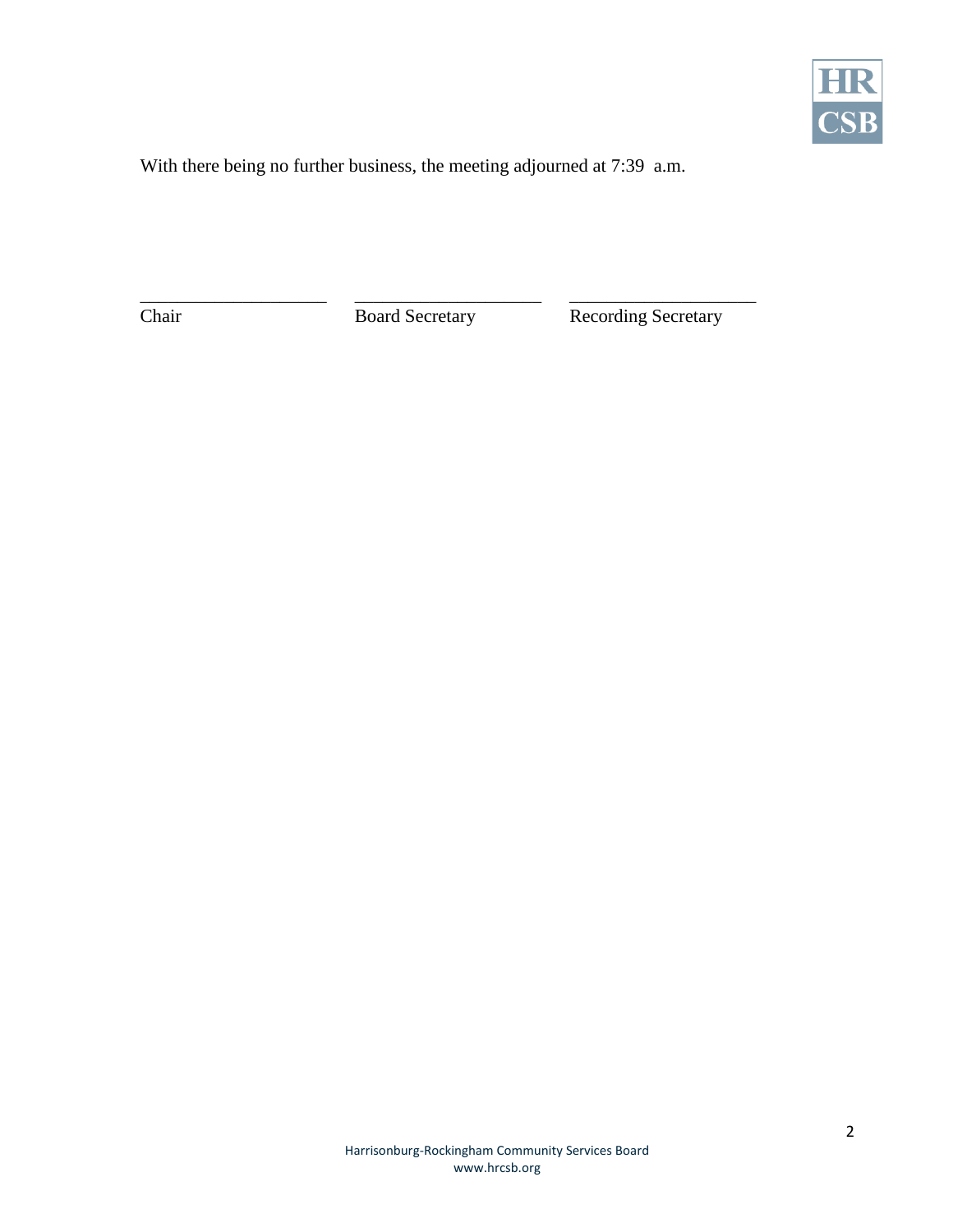With there being no further business, the meeting adjourned at 7:39 a.m.

| | | |
|---|---|---|
| ____________________ | ____________________ | ____________________ |
| Chair | Board Secretary | Recording Secretary |